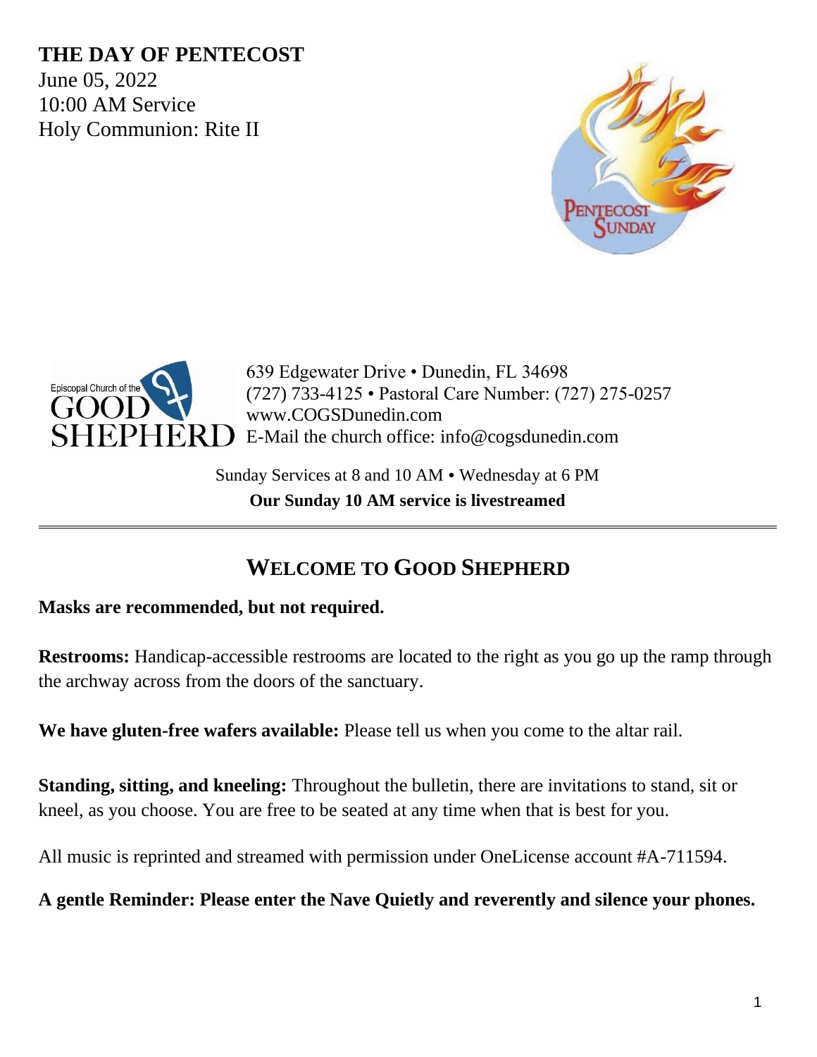**THE DAY OF PENTECOST**
June 05, 2022
10:00 AM Service
Holy Communion: Rite II

639 Edgewater Drive • Dunedin, FL 34698
(727) 733-4125 • Pastoral Care Number: (727) 275-0257
www.COGSDunedin.com
E-Mail the church office: info@cogsdunedin.com

Sunday Services at 8 and 10 AM • Wednesday at 6 PM
**Our Sunday 10 AM service is livestreamed**

---

## WELCOME TO GOOD SHEPHERD

**Masks are recommended, but not required.**

**Restrooms:** Handicap-accessible restrooms are located to the right as you go up the ramp through the archway across from the doors of the sanctuary.

**We have gluten-free wafers available:** Please tell us when you come to the altar rail.

**Standing, sitting, and kneeling:** Throughout the bulletin, there are invitations to stand, sit or kneel, as you choose. You are free to be seated at any time when that is best for you.

All music is reprinted and streamed with permission under OneLicense account #A-711594.

**A gentle Reminder: Please enter the Nave Quietly and reverently and silence your phones.**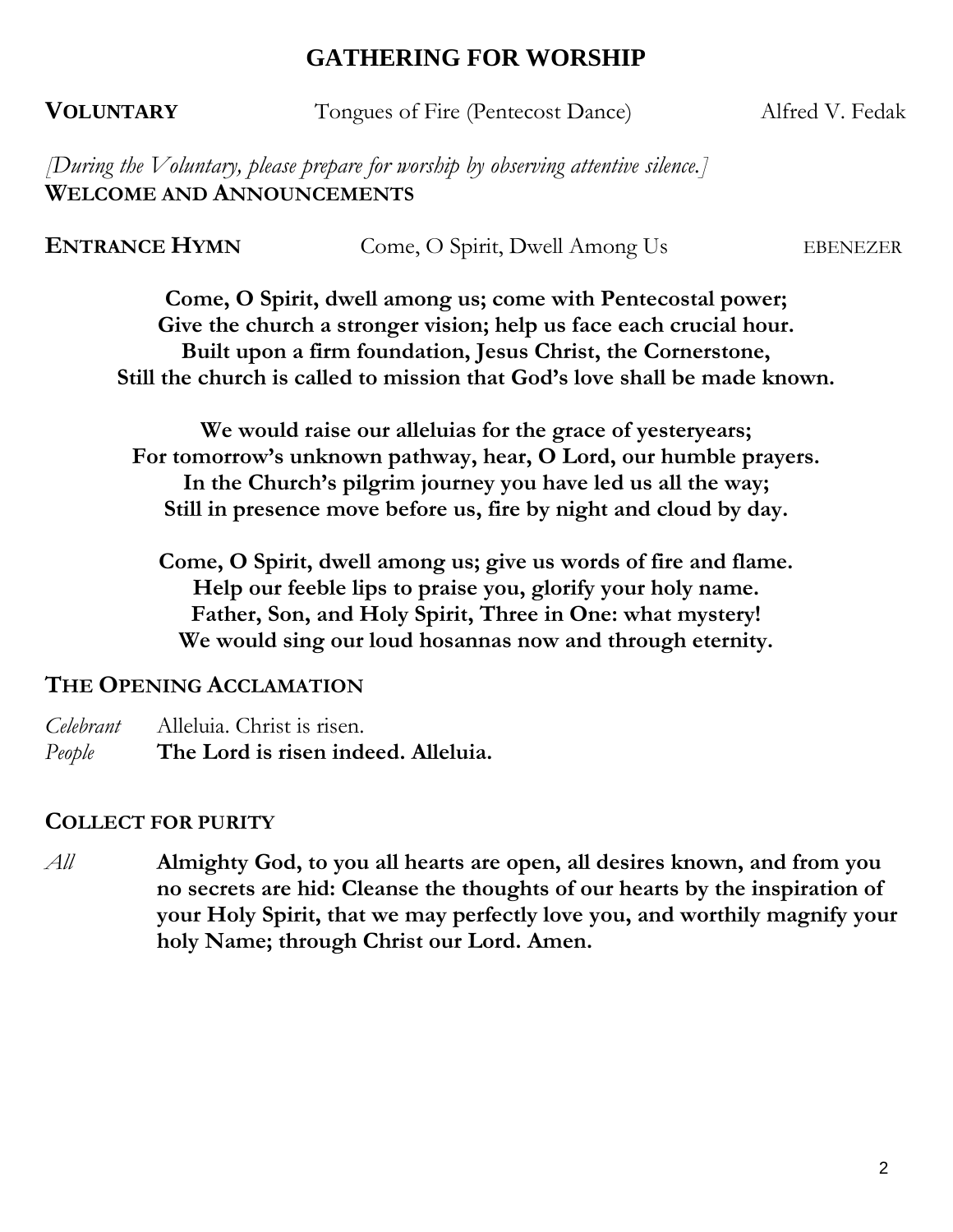# GATHERING FOR WORSHIP

**VOLUNTARY** Tongues of Fire (Pentecost Dance) Alfred V. Fedak

*[During the Voluntary, please prepare for worship by observing attentive silence.]*

**WELCOME AND ANNOUNCEMENTS**

**ENTRANCE HYMN** Come, O Spirit, Dwell Among Us EBENEZER

**Come, O Spirit, dwell among us; come with Pentecostal power;**
**Give the church a stronger vision; help us face each crucial hour.**
**Built upon a firm foundation, Jesus Christ, the Cornerstone,**
**Still the church is called to mission that God's love shall be made known.**

**We would raise our alleluias for the grace of yesteryears;**
**For tomorrow's unknown pathway, hear, O Lord, our humble prayers.**
**In the Church's pilgrim journey you have led us all the way;**
**Still in presence move before us, fire by night and cloud by day.**

**Come, O Spirit, dwell among us; give us words of fire and flame.**
**Help our feeble lips to praise you, glorify your holy name.**
**Father, Son, and Holy Spirit, Three in One: what mystery!**
**We would sing our loud hosannas now and through eternity.**

**THE OPENING ACCLAMATION**

*Celebrant* Alleluia. Christ is risen.
*People* **The Lord is risen indeed. Alleluia.**

**COLLECT FOR PURITY**

*All* **Almighty God, to you all hearts are open, all desires known, and from you no secrets are hid: Cleanse the thoughts of our hearts by the inspiration of your Holy Spirit, that we may perfectly love you, and worthily magnify your holy Name; through Christ our Lord. Amen.**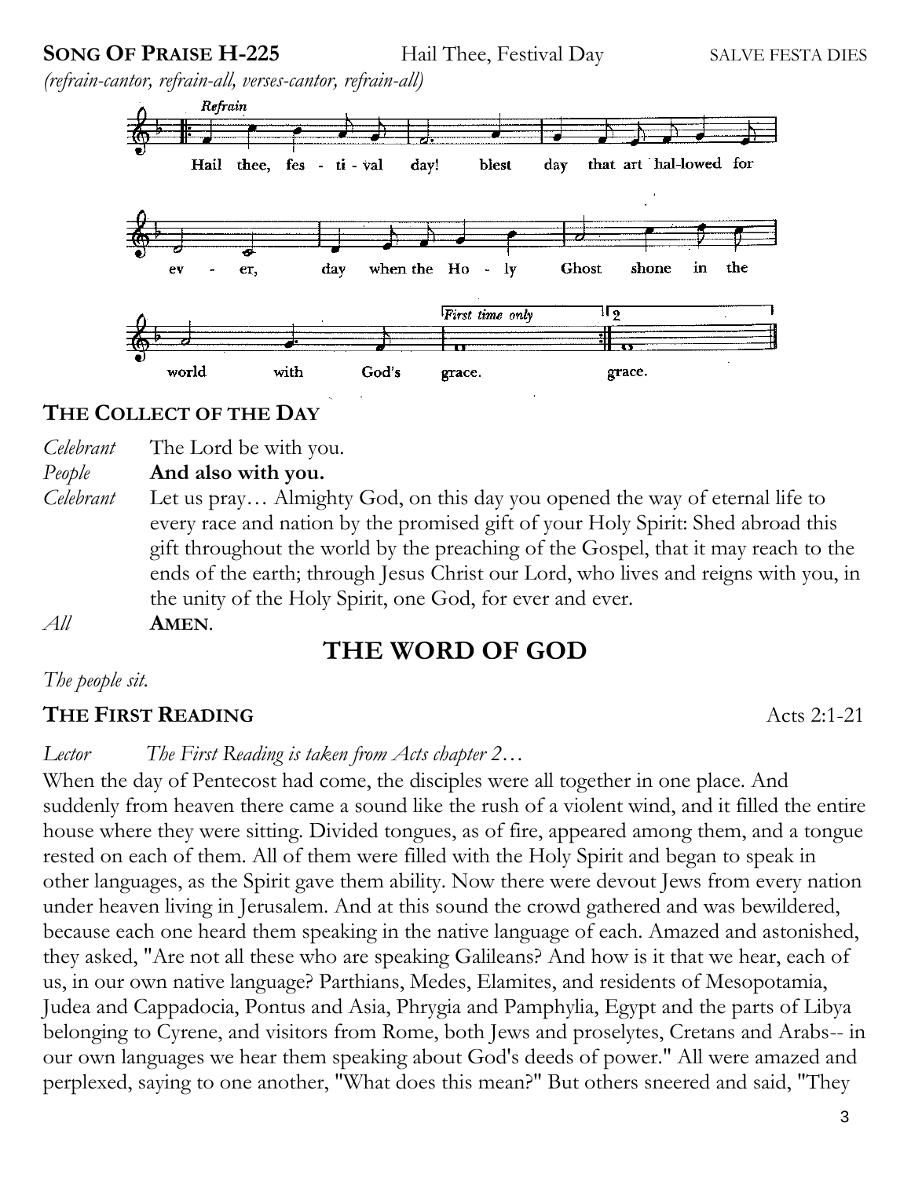**SONG OF PRAISE H-225** Hail Thee, Festival Day SALVE FESTA DIES

*(refrain-cantor, refrain-all, verses-cantor, refrain-all)*

*Refrain*

Hail thee, festival day! blest day that art hallowed for ever, day when the Holy Ghost shone in the world with God's grace. *First time only* grace. 2 grace.

## THE COLLECT OF THE DAY

*Celebrant* The Lord be with you.

*People* **And also with you.**

*Celebrant* Let us pray… Almighty God, on this day you opened the way of eternal life to every race and nation by the promised gift of your Holy Spirit: Shed abroad this gift throughout the world by the preaching of the Gospel, that it may reach to the ends of the earth; through Jesus Christ our Lord, who lives and reigns with you, in the unity of the Holy Spirit, one God, for ever and ever.

*All* **AMEN**.

# THE WORD OF GOD

*The people sit.*

## THE FIRST READING Acts 2:1-21

*Lector* *The First Reading is taken from Acts chapter 2…*

When the day of Pentecost had come, the disciples were all together in one place. And suddenly from heaven there came a sound like the rush of a violent wind, and it filled the entire house where they were sitting. Divided tongues, as of fire, appeared among them, and a tongue rested on each of them. All of them were filled with the Holy Spirit and began to speak in other languages, as the Spirit gave them ability. Now there were devout Jews from every nation under heaven living in Jerusalem. And at this sound the crowd gathered and was bewildered, because each one heard them speaking in the native language of each. Amazed and astonished, they asked, "Are not all these who are speaking Galileans? And how is it that we hear, each of us, in our own native language? Parthians, Medes, Elamites, and residents of Mesopotamia, Judea and Cappadocia, Pontus and Asia, Phrygia and Pamphylia, Egypt and the parts of Libya belonging to Cyrene, and visitors from Rome, both Jews and proselytes, Cretans and Arabs-- in our own languages we hear them speaking about God's deeds of power." All were amazed and perplexed, saying to one another, "What does this mean?" But others sneered and said, "They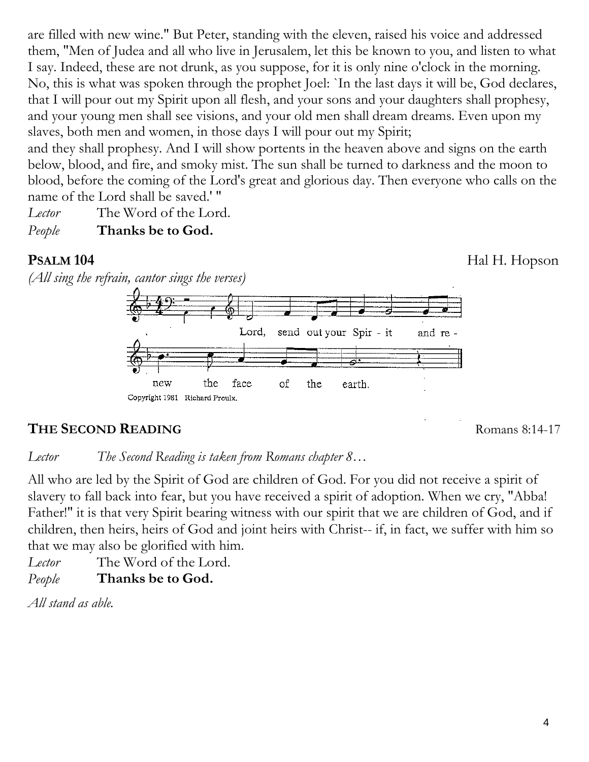are filled with new wine." But Peter, standing with the eleven, raised his voice and addressed them, "Men of Judea and all who live in Jerusalem, let this be known to you, and listen to what I say. Indeed, these are not drunk, as you suppose, for it is only nine o'clock in the morning. No, this is what was spoken through the prophet Joel: `In the last days it will be, God declares, that I will pour out my Spirit upon all flesh, and your sons and your daughters shall prophesy, and your young men shall see visions, and your old men shall dream dreams. Even upon my slaves, both men and women, in those days I will pour out my Spirit;
and they shall prophesy. And I will show portents in the heaven above and signs on the earth below, blood, and fire, and smoky mist. The sun shall be turned to darkness and the moon to blood, before the coming of the Lord's great and glorious day. Then everyone who calls on the name of the Lord shall be saved.' "

*Lector* The Word of the Lord.
*People* **Thanks be to God.**

## PSALM 104 — Hal H. Hopson

*(All sing the refrain, cantor sings the verses)*

Lord, send out your Spir - it and re - new the face of the earth.

Copyright 1981 Richard Proulx.

## THE SECOND READING — Romans 8:14-17

*Lector* *The Second Reading is taken from Romans chapter 8…*

All who are led by the Spirit of God are children of God. For you did not receive a spirit of slavery to fall back into fear, but you have received a spirit of adoption. When we cry, "Abba! Father!" it is that very Spirit bearing witness with our spirit that we are children of God, and if children, then heirs, heirs of God and joint heirs with Christ-- if, in fact, we suffer with him so that we may also be glorified with him.

*Lector* The Word of the Lord.
*People* **Thanks be to God.**

*All stand as able.*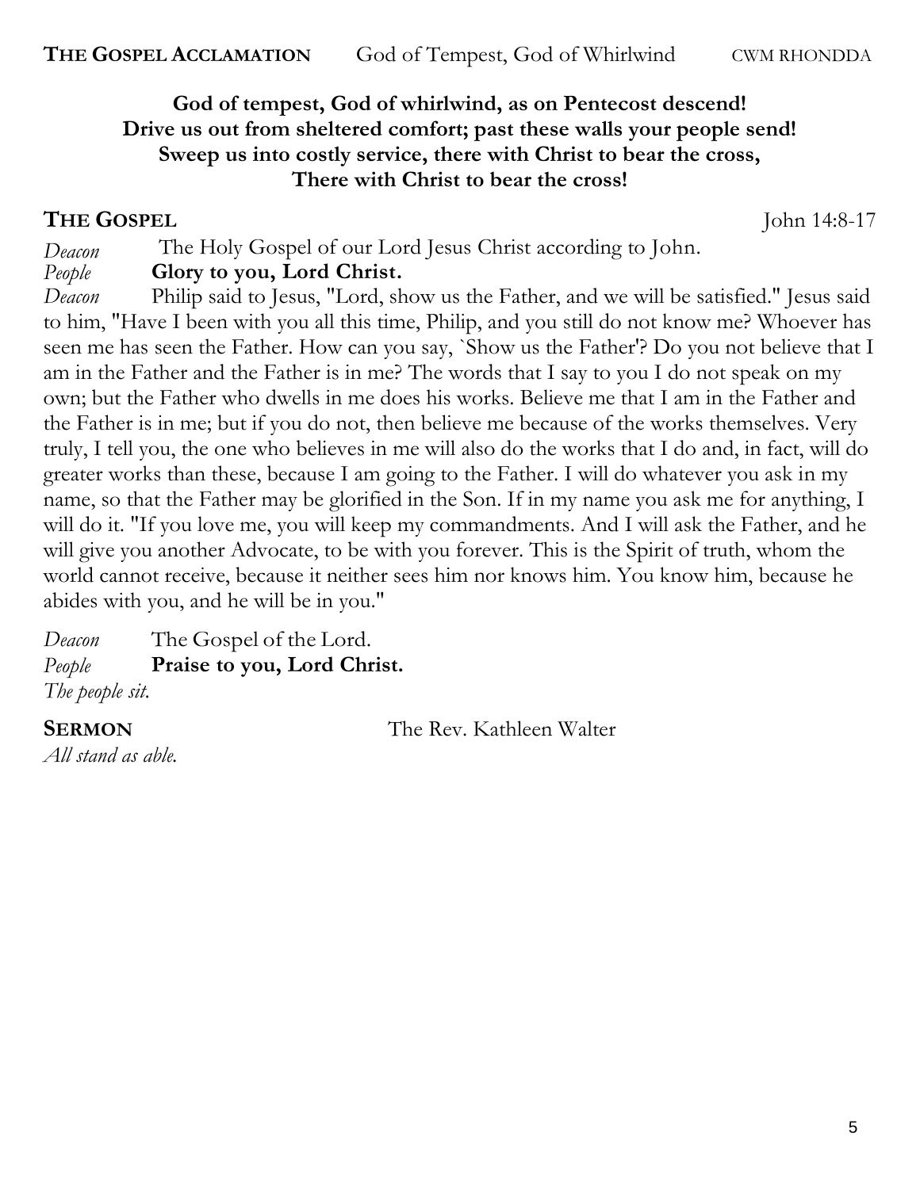**THE GOSPEL ACCLAMATION** God of Tempest, God of Whirlwind CWM RHONDDA

**God of tempest, God of whirlwind, as on Pentecost descend!**
**Drive us out from sheltered comfort; past these walls your people send!**
**Sweep us into costly service, there with Christ to bear the cross,**
**There with Christ to bear the cross!**

## THE GOSPEL John 14:8-17

*Deacon* The Holy Gospel of our Lord Jesus Christ according to John.
*People* **Glory to you, Lord Christ.**
*Deacon* Philip said to Jesus, "Lord, show us the Father, and we will be satisfied." Jesus said to him, "Have I been with you all this time, Philip, and you still do not know me? Whoever has seen me has seen the Father. How can you say, `Show us the Father'? Do you not believe that I am in the Father and the Father is in me? The words that I say to you I do not speak on my own; but the Father who dwells in me does his works. Believe me that I am in the Father and the Father is in me; but if you do not, then believe me because of the works themselves. Very truly, I tell you, the one who believes in me will also do the works that I do and, in fact, will do greater works than these, because I am going to the Father. I will do whatever you ask in my name, so that the Father may be glorified in the Son. If in my name you ask me for anything, I will do it. "If you love me, you will keep my commandments. And I will ask the Father, and he will give you another Advocate, to be with you forever. This is the Spirit of truth, whom the world cannot receive, because it neither sees him nor knows him. You know him, because he abides with you, and he will be in you."

*Deacon* The Gospel of the Lord.
*People* **Praise to you, Lord Christ.**
*The people sit.*

**SERMON** The Rev. Kathleen Walter
*All stand as able.*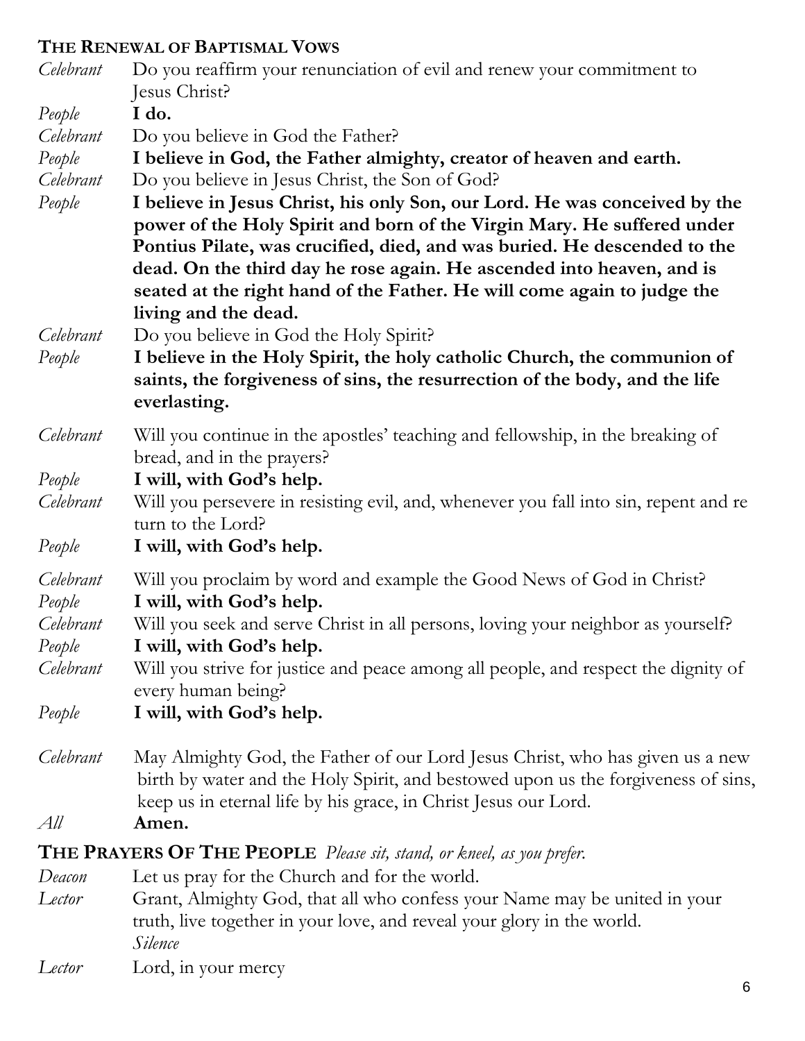## THE RENEWAL OF BAPTISMAL VOWS

*Celebrant* Do you reaffirm your renunciation of evil and renew your commitment to Jesus Christ?

*People* **I do.**

*Celebrant* Do you believe in God the Father?

*People* **I believe in God, the Father almighty, creator of heaven and earth.**

*Celebrant* Do you believe in Jesus Christ, the Son of God?

*People* **I believe in Jesus Christ, his only Son, our Lord. He was conceived by the power of the Holy Spirit and born of the Virgin Mary. He suffered under Pontius Pilate, was crucified, died, and was buried. He descended to the dead. On the third day he rose again. He ascended into heaven, and is seated at the right hand of the Father. He will come again to judge the living and the dead.**

*Celebrant* Do you believe in God the Holy Spirit?

*People* **I believe in the Holy Spirit, the holy catholic Church, the communion of saints, the forgiveness of sins, the resurrection of the body, and the life everlasting.**

*Celebrant* Will you continue in the apostles' teaching and fellowship, in the breaking of bread, and in the prayers?

*People* **I will, with God's help.**

*Celebrant* Will you persevere in resisting evil, and, whenever you fall into sin, repent and re turn to the Lord?

*People* **I will, with God's help.**

*Celebrant* Will you proclaim by word and example the Good News of God in Christ?

*People* **I will, with God's help.**

*Celebrant* Will you seek and serve Christ in all persons, loving your neighbor as yourself?

*People* **I will, with God's help.**

*Celebrant* Will you strive for justice and peace among all people, and respect the dignity of every human being?

*People* **I will, with God's help.**

*Celebrant* May Almighty God, the Father of our Lord Jesus Christ, who has given us a new birth by water and the Holy Spirit, and bestowed upon us the forgiveness of sins, keep us in eternal life by his grace, in Christ Jesus our Lord.

*All* **Amen.**

## THE PRAYERS OF THE PEOPLE *Please sit, stand, or kneel, as you prefer.*

*Deacon* Let us pray for the Church and for the world.

*Lector* Grant, Almighty God, that all who confess your Name may be united in your truth, live together in your love, and reveal your glory in the world.
*Silence*

*Lector* Lord, in your mercy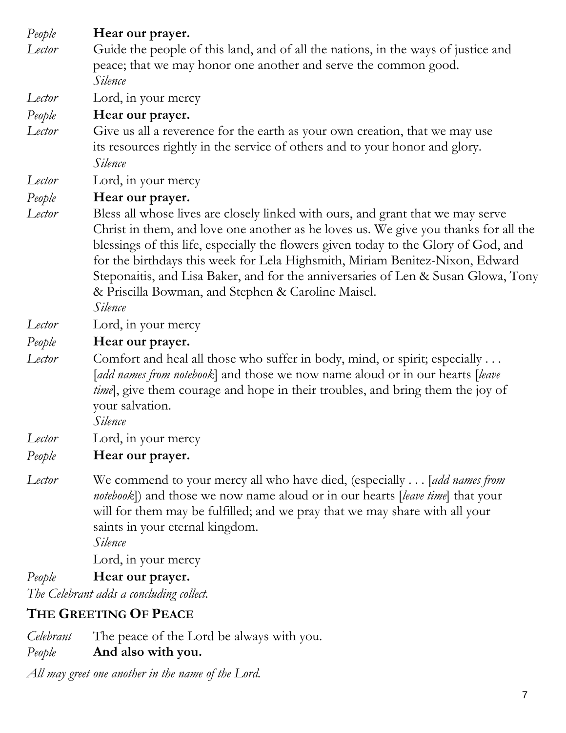*People* **Hear our prayer.**

*Lector* Guide the people of this land, and of all the nations, in the ways of justice and peace; that we may honor one another and serve the common good.
*Silence*

*Lector* Lord, in your mercy

*People* **Hear our prayer.**

*Lector* Give us all a reverence for the earth as your own creation, that we may use its resources rightly in the service of others and to your honor and glory.
*Silence*

*Lector* Lord, in your mercy

*People* **Hear our prayer.**

*Lector* Bless all whose lives are closely linked with ours, and grant that we may serve Christ in them, and love one another as he loves us. We give you thanks for all the blessings of this life, especially the flowers given today to the Glory of God, and for the birthdays this week for Lela Highsmith, Miriam Benitez-Nixon, Edward Steponaitis, and Lisa Baker, and for the anniversaries of Len & Susan Glowa, Tony & Priscilla Bowman, and Stephen & Caroline Maisel.
*Silence*

*Lector* Lord, in your mercy

*People* **Hear our prayer.**

*Lector* Comfort and heal all those who suffer in body, mind, or spirit; especially . . . [*add names from notebook*] and those we now name aloud or in our hearts [*leave time*], give them courage and hope in their troubles, and bring them the joy of your salvation.
*Silence*

*Lector* Lord, in your mercy

*People* **Hear our prayer.**

*Lector* We commend to your mercy all who have died, (especially . . . [*add names from notebook*]) and those we now name aloud or in our hearts [*leave time*] that your will for them may be fulfilled; and we pray that we may share with all your saints in your eternal kingdom.
*Silence*
Lord, in your mercy

*People* **Hear our prayer.**

*The Celebrant adds a concluding collect.*

## THE GREETING OF PEACE

*Celebrant* The peace of the Lord be always with you.
*People* **And also with you.**

*All may greet one another in the name of the Lord.*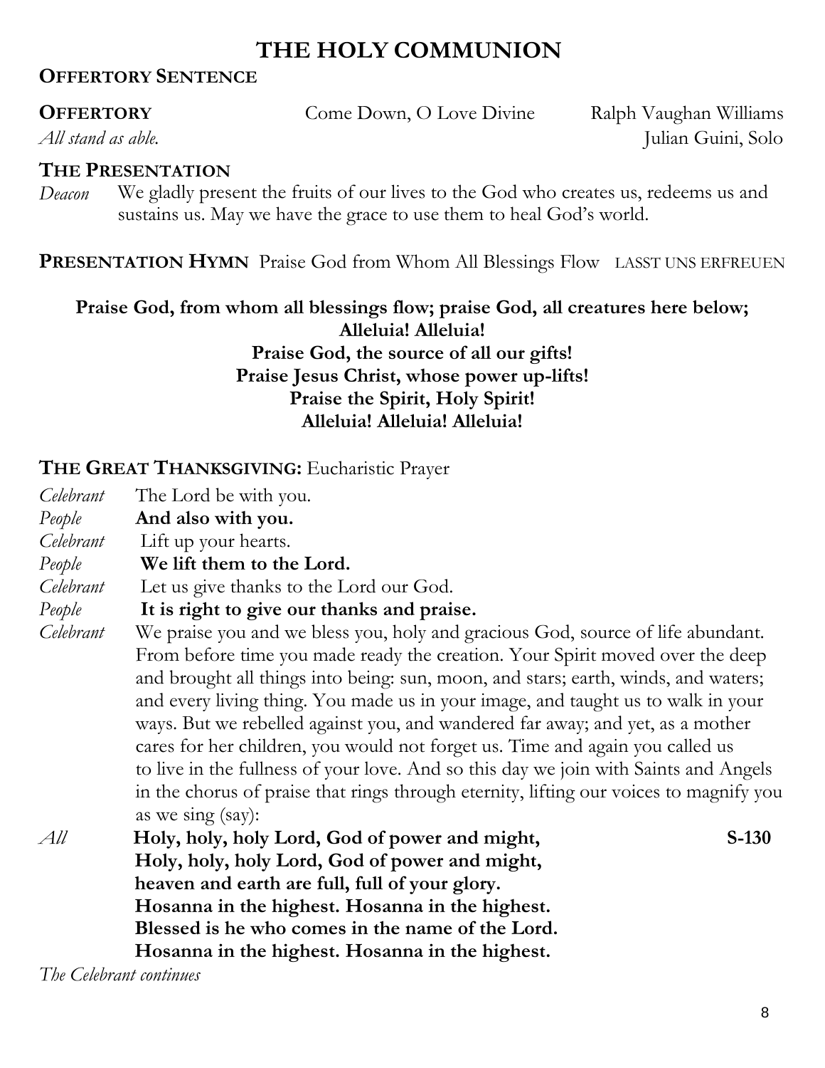# THE HOLY COMMUNION

## OFFERTORY SENTENCE

**OFFERTORY** Come Down, O Love Divine Ralph Vaughan Williams
*All stand as able.* Julian Guini, Solo

## THE PRESENTATION

*Deacon* We gladly present the fruits of our lives to the God who creates us, redeems us and sustains us. May we have the grace to use them to heal God's world.

**PRESENTATION HYMN** Praise God from Whom All Blessings Flow LASST UNS ERFREUEN

**Praise God, from whom all blessings flow; praise God, all creatures here below;**
**Alleluia! Alleluia!**
**Praise God, the source of all our gifts!**
**Praise Jesus Christ, whose power up-lifts!**
**Praise the Spirit, Holy Spirit!**
**Alleluia! Alleluia! Alleluia!**

## THE GREAT THANKSGIVING: Eucharistic Prayer

*Celebrant* The Lord be with you.
*People* **And also with you.**
*Celebrant* Lift up your hearts.
*People* **We lift them to the Lord.**
*Celebrant* Let us give thanks to the Lord our God.
*People* **It is right to give our thanks and praise.**
*Celebrant* We praise you and we bless you, holy and gracious God, source of life abundant. From before time you made ready the creation. Your Spirit moved over the deep and brought all things into being: sun, moon, and stars; earth, winds, and waters; and every living thing. You made us in your image, and taught us to walk in your ways. But we rebelled against you, and wandered far away; and yet, as a mother cares for her children, you would not forget us. Time and again you called us to live in the fullness of your love. And so this day we join with Saints and Angels in the chorus of praise that rings through eternity, lifting our voices to magnify you as we sing (say):

*All* **Holy, holy, holy Lord, God of power and might,** **S-130**
**Holy, holy, holy Lord, God of power and might,**
**heaven and earth are full, full of your glory.**
**Hosanna in the highest. Hosanna in the highest.**
**Blessed is he who comes in the name of the Lord.**
**Hosanna in the highest. Hosanna in the highest.**

*The Celebrant continues*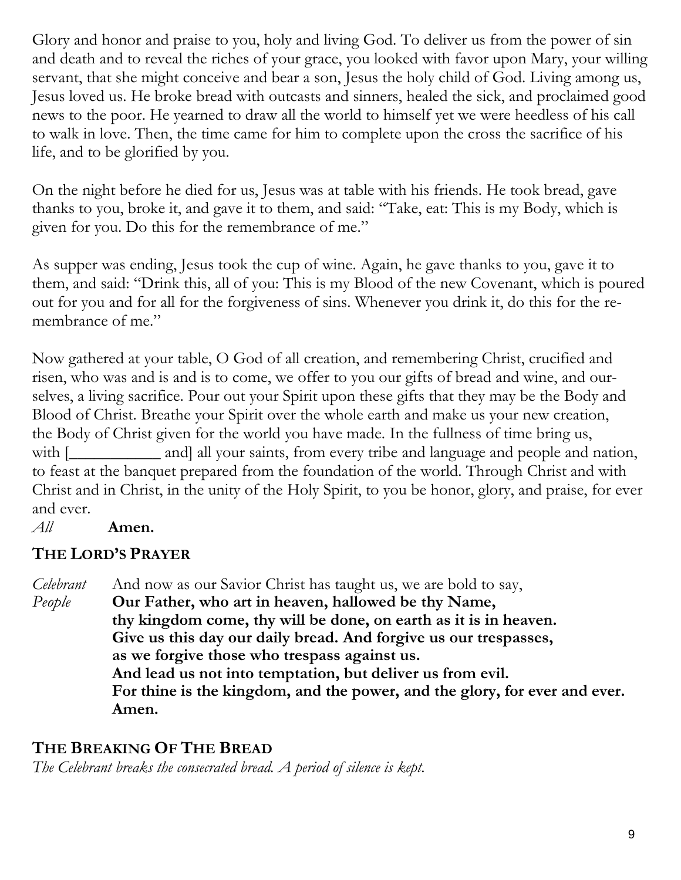Glory and honor and praise to you, holy and living God. To deliver us from the power of sin and death and to reveal the riches of your grace, you looked with favor upon Mary, your willing servant, that she might conceive and bear a son, Jesus the holy child of God. Living among us, Jesus loved us. He broke bread with outcasts and sinners, healed the sick, and proclaimed good news to the poor. He yearned to draw all the world to himself yet we were heedless of his call to walk in love. Then, the time came for him to complete upon the cross the sacrifice of his life, and to be glorified by you.

On the night before he died for us, Jesus was at table with his friends. He took bread, gave thanks to you, broke it, and gave it to them, and said: "Take, eat: This is my Body, which is given for you. Do this for the remembrance of me."

As supper was ending, Jesus took the cup of wine. Again, he gave thanks to you, gave it to them, and said: "Drink this, all of you: This is my Blood of the new Covenant, which is poured out for you and for all for the forgiveness of sins. Whenever you drink it, do this for the remembrance of me."

Now gathered at your table, O God of all creation, and remembering Christ, crucified and risen, who was and is and is to come, we offer to you our gifts of bread and wine, and ourselves, a living sacrifice. Pour out your Spirit upon these gifts that they may be the Body and Blood of Christ. Breathe your Spirit over the whole earth and make us your new creation, the Body of Christ given for the world you have made. In the fullness of time bring us, with [___________ and] all your saints, from every tribe and language and people and nation, to feast at the banquet prepared from the foundation of the world. Through Christ and with Christ and in Christ, in the unity of the Holy Spirit, to you be honor, glory, and praise, for ever and ever.

*All* **Amen.**

## THE LORD'S PRAYER

*Celebrant* And now as our Savior Christ has taught us, we are bold to say,

*People* **Our Father, who art in heaven, hallowed be thy Name,
thy kingdom come, thy will be done, on earth as it is in heaven.
Give us this day our daily bread. And forgive us our trespasses,
as we forgive those who trespass against us.
And lead us not into temptation, but deliver us from evil.
For thine is the kingdom, and the power, and the glory, for ever and ever.
Amen.**

## THE BREAKING OF THE BREAD

*The Celebrant breaks the consecrated bread. A period of silence is kept.*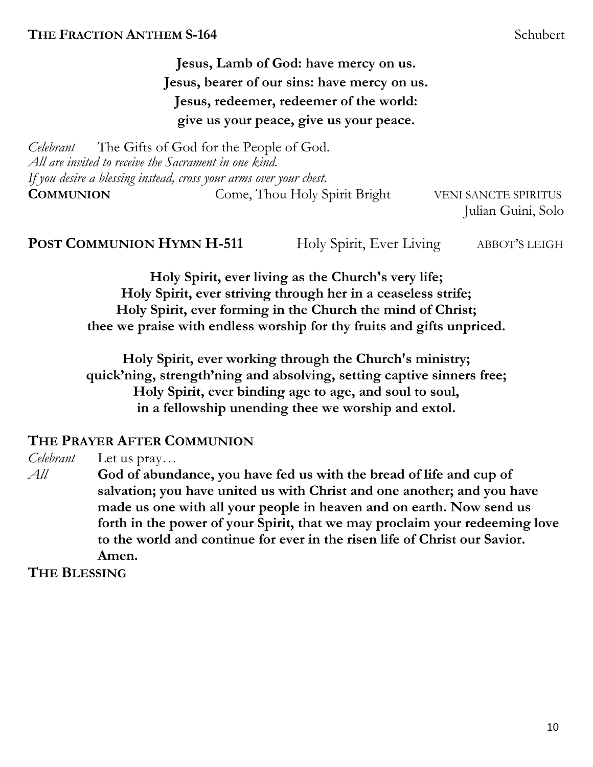**THE FRACTION ANTHEM S-164** Schubert

**Jesus, Lamb of God: have mercy on us.**
**Jesus, bearer of our sins: have mercy on us.**
**Jesus, redeemer, redeemer of the world:**
**give us your peace, give us your peace.**

*Celebrant* The Gifts of God for the People of God.
*All are invited to receive the Sacrament in one kind.*
*If you desire a blessing instead, cross your arms over your chest.*

**COMMUNION** Come, Thou Holy Spirit Bright VENI SANCTE SPIRITUS
Julian Guini, Solo

**POST COMMUNION HYMN H-511** Holy Spirit, Ever Living ABBOT'S LEIGH

**Holy Spirit, ever living as the Church's very life;**
**Holy Spirit, ever striving through her in a ceaseless strife;**
**Holy Spirit, ever forming in the Church the mind of Christ;**
**thee we praise with endless worship for thy fruits and gifts unpriced.**

**Holy Spirit, ever working through the Church's ministry;**
**quick'ning, strength'ning and absolving, setting captive sinners free;**
**Holy Spirit, ever binding age to age, and soul to soul,**
**in a fellowship unending thee we worship and extol.**

**THE PRAYER AFTER COMMUNION**

*Celebrant* Let us pray…

*All* **God of abundance, you have fed us with the bread of life and cup of salvation; you have united us with Christ and one another; and you have made us one with all your people in heaven and on earth. Now send us forth in the power of your Spirit, that we may proclaim your redeeming love to the world and continue for ever in the risen life of Christ our Savior. Amen.**

**THE BLESSING**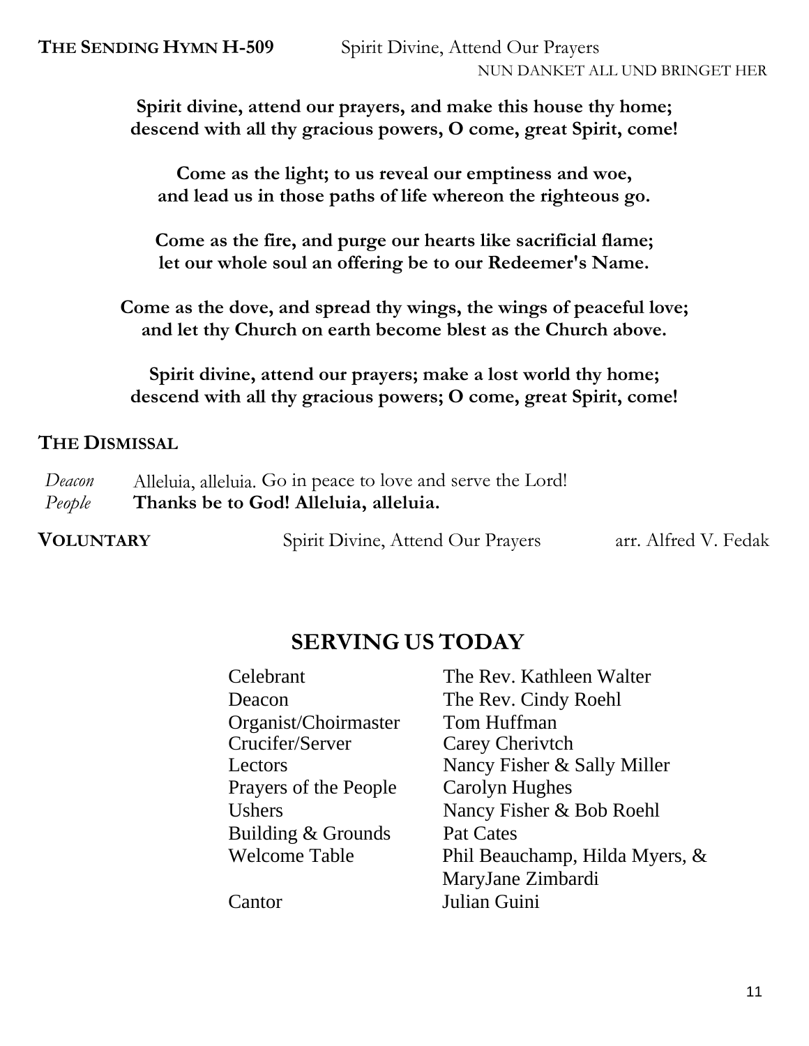**THE SENDING HYMN H-509** Spirit Divine, Attend Our Prayers

NUN DANKET ALL UND BRINGET HER

**Spirit divine, attend our prayers, and make this house thy home;**
**descend with all thy gracious powers, O come, great Spirit, come!**

**Come as the light; to us reveal our emptiness and woe,**
**and lead us in those paths of life whereon the righteous go.**

**Come as the fire, and purge our hearts like sacrificial flame;**
**let our whole soul an offering be to our Redeemer's Name.**

**Come as the dove, and spread thy wings, the wings of peaceful love;**
**and let thy Church on earth become blest as the Church above.**

**Spirit divine, attend our prayers; make a lost world thy home;**
**descend with all thy gracious powers; O come, great Spirit, come!**

**THE DISMISSAL**

*Deacon* Alleluia, alleluia. Go in peace to love and serve the Lord!
*People* **Thanks be to God! Alleluia, alleluia.**

**VOLUNTARY** Spirit Divine, Attend Our Prayers arr. Alfred V. Fedak

## SERVING US TODAY

| | |
|---|---|
| Celebrant | The Rev. Kathleen Walter |
| Deacon | The Rev. Cindy Roehl |
| Organist/Choirmaster | Tom Huffman |
| Crucifer/Server | Carey Cherivtch |
| Lectors | Nancy Fisher & Sally Miller |
| Prayers of the People | Carolyn Hughes |
| Ushers | Nancy Fisher & Bob Roehl |
| Building & Grounds | Pat Cates |
| Welcome Table | Phil Beauchamp, Hilda Myers, & MaryJane Zimbardi |
| Cantor | Julian Guini |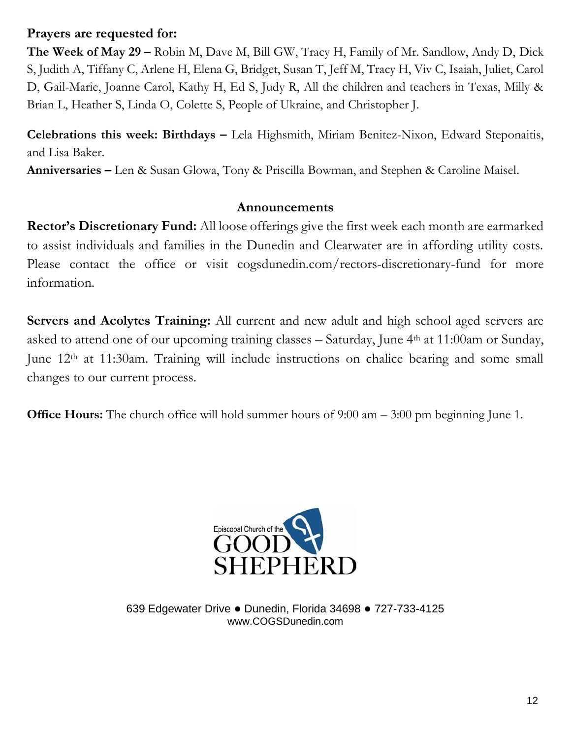**Prayers are requested for:**

**The Week of May 29 –** Robin M, Dave M, Bill GW, Tracy H, Family of Mr. Sandlow, Andy D, Dick S, Judith A, Tiffany C, Arlene H, Elena G, Bridget, Susan T, Jeff M, Tracy H, Viv C, Isaiah, Juliet, Carol D, Gail-Marie, Joanne Carol, Kathy H, Ed S, Judy R, All the children and teachers in Texas, Milly & Brian L, Heather S, Linda O, Colette S, People of Ukraine, and Christopher J.

**Celebrations this week: Birthdays –** Lela Highsmith, Miriam Benitez-Nixon, Edward Steponaitis, and Lisa Baker.

**Anniversaries –** Len & Susan Glowa, Tony & Priscilla Bowman, and Stephen & Caroline Maisel.

## Announcements

**Rector's Discretionary Fund:** All loose offerings give the first week each month are earmarked to assist individuals and families in the Dunedin and Clearwater are in affording utility costs. Please contact the office or visit cogsdunedin.com/rectors-discretionary-fund for more information.

**Servers and Acolytes Training:** All current and new adult and high school aged servers are asked to attend one of our upcoming training classes – Saturday, June 4th at 11:00am or Sunday, June 12th at 11:30am. Training will include instructions on chalice bearing and some small changes to our current process.

**Office Hours:** The church office will hold summer hours of 9:00 am – 3:00 pm beginning June 1.

Episcopal Church of the GOOD SHEPHERD

639 Edgewater Drive ● Dunedin, Florida 34698 ● 727-733-4125
www.COGSDunedin.com